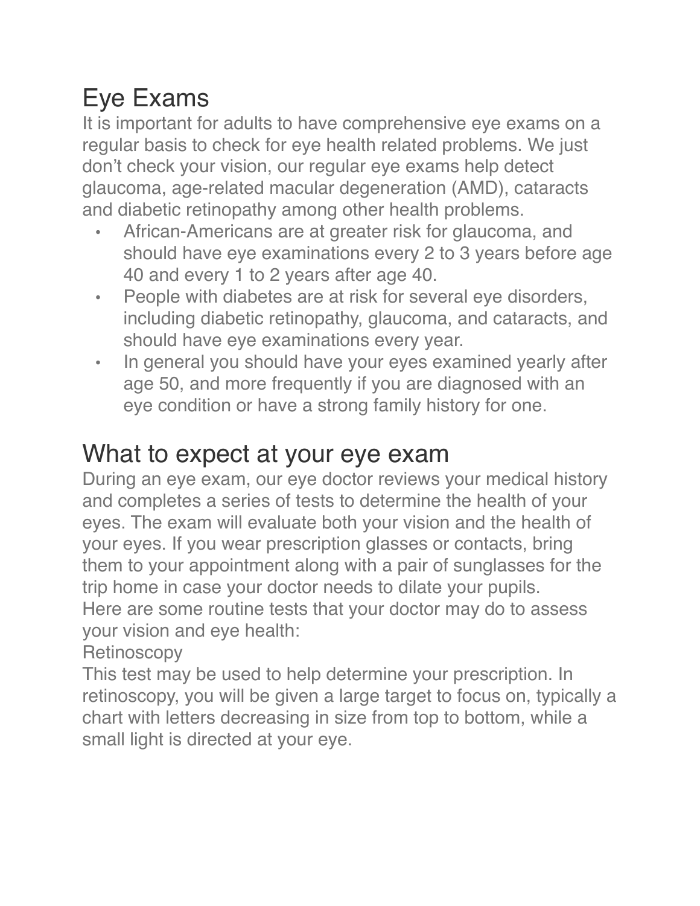# Eye Exams

It is important for adults to have comprehensive eye exams on a regular basis to check for eye health related problems. We just don't check your vision, our regular eye exams help detect glaucoma, age-related macular degeneration (AMD), cataracts and diabetic retinopathy among other health problems.

- African-Americans are at greater risk for glaucoma, and should have eye examinations every 2 to 3 years before age 40 and every 1 to 2 years after age 40.
- People with diabetes are at risk for several eye disorders, including diabetic retinopathy, glaucoma, and cataracts, and should have eye examinations every year.
- In general you should have your eyes examined yearly after age 50, and more frequently if you are diagnosed with an eye condition or have a strong family history for one.

# What to expect at your eye exam

During an eye exam, our eye doctor reviews your medical history and completes a series of tests to determine the health of your eyes. The exam will evaluate both your vision and the health of your eyes. If you wear prescription glasses or contacts, bring them to your appointment along with a pair of sunglasses for the trip home in case your doctor needs to dilate your pupils.

Here are some routine tests that your doctor may do to assess your vision and eye health:

Retinoscopy

This test may be used to help determine your prescription. In retinoscopy, you will be given a large target to focus on, typically a chart with letters decreasing in size from top to bottom, while a small light is directed at your eye.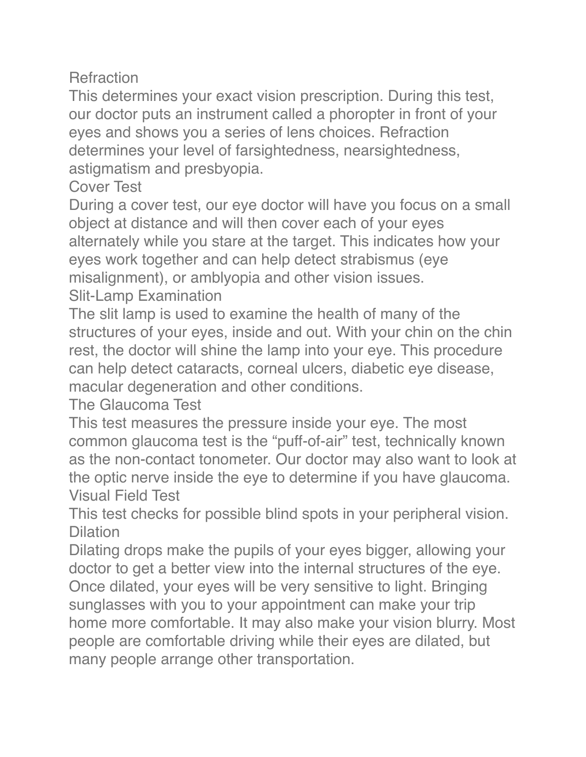## Refraction

This determines your exact vision prescription. During this test, our doctor puts an instrument called a phoropter in front of your eyes and shows you a series of lens choices. Refraction determines your level of farsightedness, nearsightedness, astigmatism and presbyopia.

## Cover Test

During a cover test, our eye doctor will have you focus on a small object at distance and will then cover each of your eyes alternately while you stare at the target. This indicates how your eyes work together and can help detect strabismus (eye misalignment), or amblyopia and other vision issues.

## Slit-Lamp Examination

The slit lamp is used to examine the health of many of the structures of your eyes, inside and out. With your chin on the chin rest, the doctor will shine the lamp into your eye. This procedure can help detect cataracts, corneal ulcers, diabetic eye disease, macular degeneration and other conditions.

## The Glaucoma Test

This test measures the pressure inside your eye. The most common glaucoma test is the "puff-of-air" test, technically known as the non-contact tonometer. Our doctor may also want to look at the optic nerve inside the eye to determine if you have glaucoma.

## Visual Field Test

This test checks for possible blind spots in your peripheral vision.

## Dilation

Dilating drops make the pupils of your eyes bigger, allowing your doctor to get a better view into the internal structures of the eye. Once dilated, your eyes will be very sensitive to light. Bringing sunglasses with you to your appointment can make your trip home more comfortable. It may also make your vision blurry. Most people are comfortable driving while their eyes are dilated, but many people arrange other transportation.